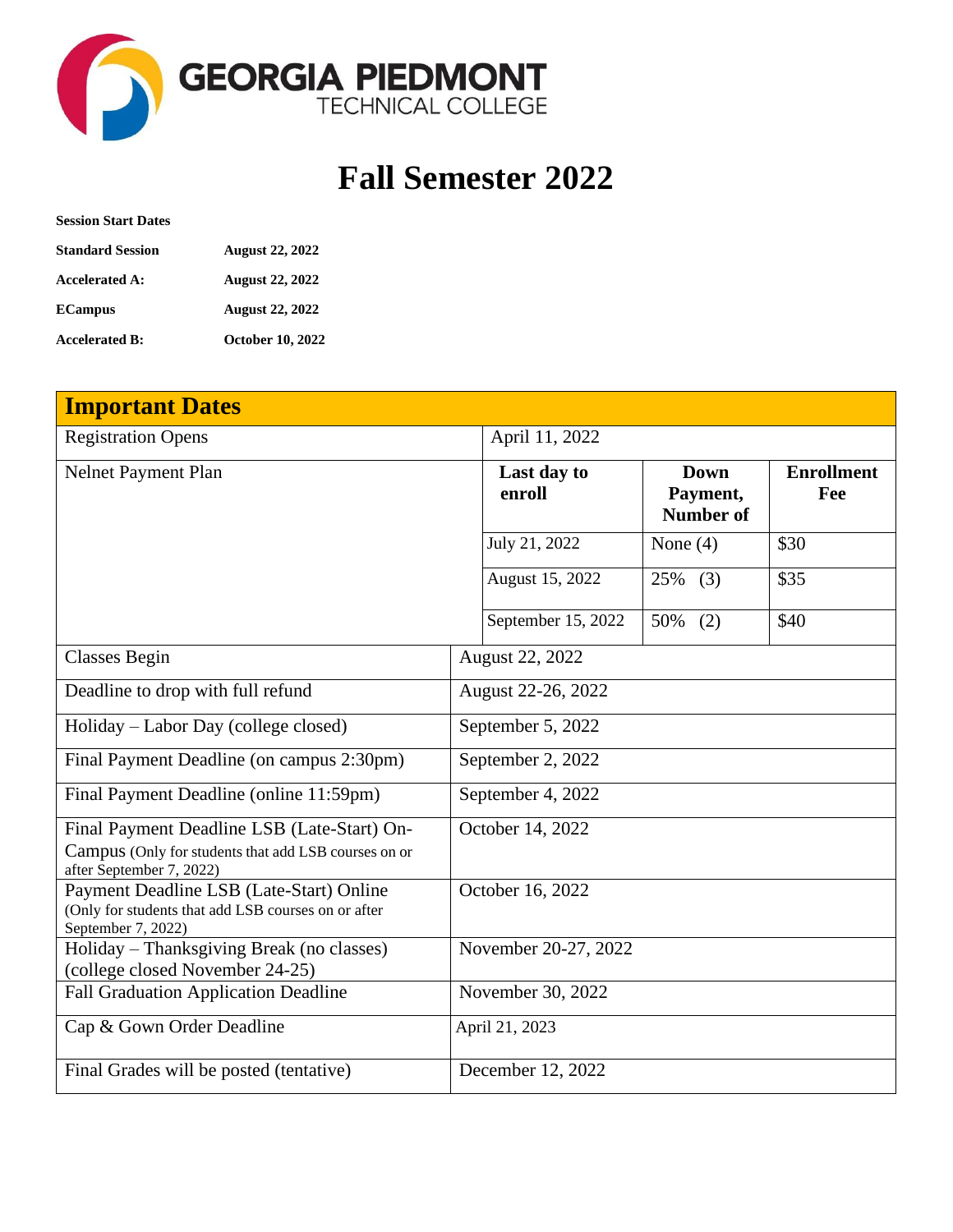GEORGIA PIEDMONT
TECHNICAL COLLEGE

# Fall Semester 2022

**Session Start Dates**

| | |
|---|---|
| **Standard Session** | **August 22, 2022** |
| **Accelerated A:** | **August 22, 2022** |
| **ECampus** | **August 22, 2022** |
| **Accelerated B:** | **October 10, 2022** |

| **Important Dates** | | | |
|---|---|---|---|
| Registration Opens | April 11, 2022 | | |
| Nelnet Payment Plan | **Last day to enroll** | **Down Payment, Number of** | **Enrollment Fee** |
| | July 21, 2022 | None (4) | $30 |
| | August 15, 2022 | 25% (3) | $35 |
| | September 15, 2022 | 50% (2) | $40 |
| Classes Begin | August 22, 2022 | | |
| Deadline to drop with full refund | August 22-26, 2022 | | |
| Holiday – Labor Day (college closed) | September 5, 2022 | | |
| Final Payment Deadline (on campus 2:30pm) | September 2, 2022 | | |
| Final Payment Deadline (online 11:59pm) | September 4, 2022 | | |
| Final Payment Deadline LSB (Late-Start) On-Campus (Only for students that add LSB courses on or after September 7, 2022) | October 14, 2022 | | |
| Payment Deadline LSB (Late-Start) Online (Only for students that add LSB courses on or after September 7, 2022) | October 16, 2022 | | |
| Holiday – Thanksgiving Break (no classes) (college closed November 24-25) | November 20-27, 2022 | | |
| Fall Graduation Application Deadline | November 30, 2022 | | |
| Cap & Gown Order Deadline | April 21, 2023 | | |
| Final Grades will be posted (tentative) | December 12, 2022 | | |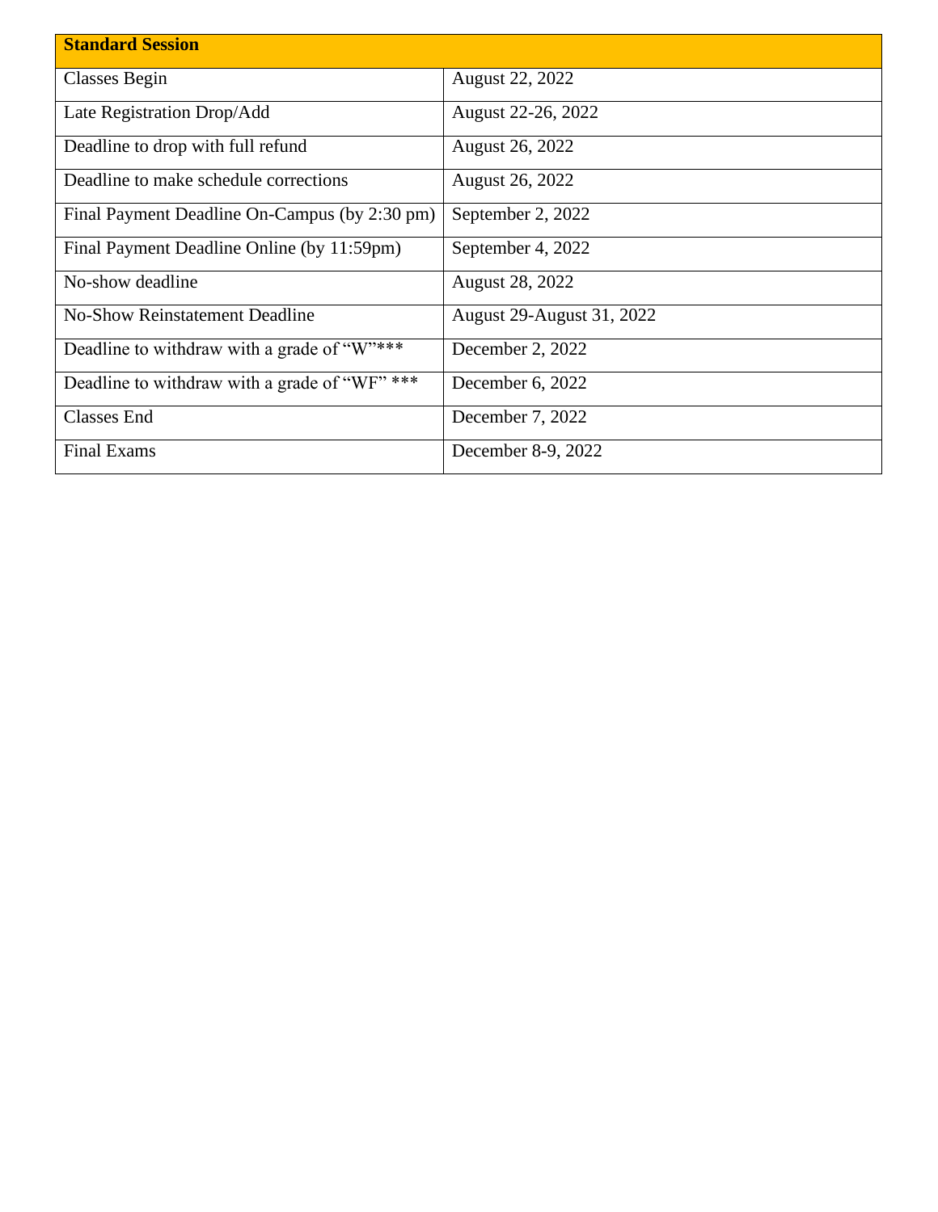| Standard Session | |
|---|---|
| Classes Begin | August 22, 2022 |
| Late Registration Drop/Add | August 22-26, 2022 |
| Deadline to drop with full refund | August 26, 2022 |
| Deadline to make schedule corrections | August 26, 2022 |
| Final Payment Deadline On-Campus (by 2:30 pm) | September 2, 2022 |
| Final Payment Deadline Online (by 11:59pm) | September 4, 2022 |
| No-show deadline | August 28, 2022 |
| No-Show Reinstatement Deadline | August 29-August 31, 2022 |
| Deadline to withdraw with a grade of "W"*** | December 2, 2022 |
| Deadline to withdraw with a grade of "WF" *** | December 6, 2022 |
| Classes End | December 7, 2022 |
| Final Exams | December 8-9, 2022 |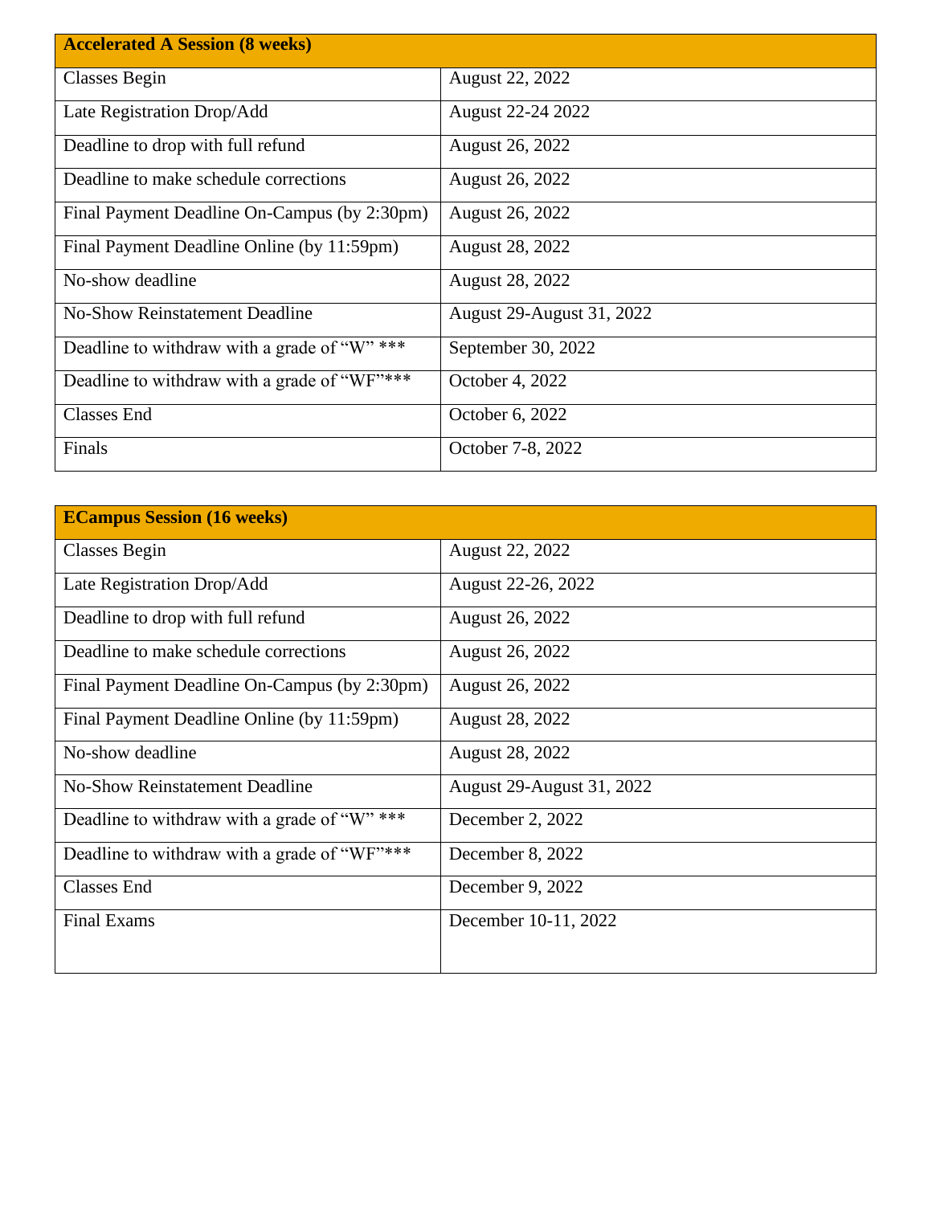| **Accelerated A Session (8 weeks)** | |
|---|---|
| Classes Begin | August 22, 2022 |
| Late Registration Drop/Add | August 22-24 2022 |
| Deadline to drop with full refund | August 26, 2022 |
| Deadline to make schedule corrections | August 26, 2022 |
| Final Payment Deadline On-Campus (by 2:30pm) | August 26, 2022 |
| Final Payment Deadline Online (by 11:59pm) | August 28, 2022 |
| No-show deadline | August 28, 2022 |
| No-Show Reinstatement Deadline | August 29-August 31, 2022 |
| Deadline to withdraw with a grade of "W" *** | September 30, 2022 |
| Deadline to withdraw with a grade of "WF"*** | October 4, 2022 |
| Classes End | October 6, 2022 |
| Finals | October 7-8, 2022 |

| **ECampus Session (16 weeks)** | |
|---|---|
| Classes Begin | August 22, 2022 |
| Late Registration Drop/Add | August 22-26, 2022 |
| Deadline to drop with full refund | August 26, 2022 |
| Deadline to make schedule corrections | August 26, 2022 |
| Final Payment Deadline On-Campus (by 2:30pm) | August 26, 2022 |
| Final Payment Deadline Online (by 11:59pm) | August 28, 2022 |
| No-show deadline | August 28, 2022 |
| No-Show Reinstatement Deadline | August 29-August 31, 2022 |
| Deadline to withdraw with a grade of "W" *** | December 2, 2022 |
| Deadline to withdraw with a grade of "WF"*** | December 8, 2022 |
| Classes End | December 9, 2022 |
| Final Exams | December 10-11, 2022 |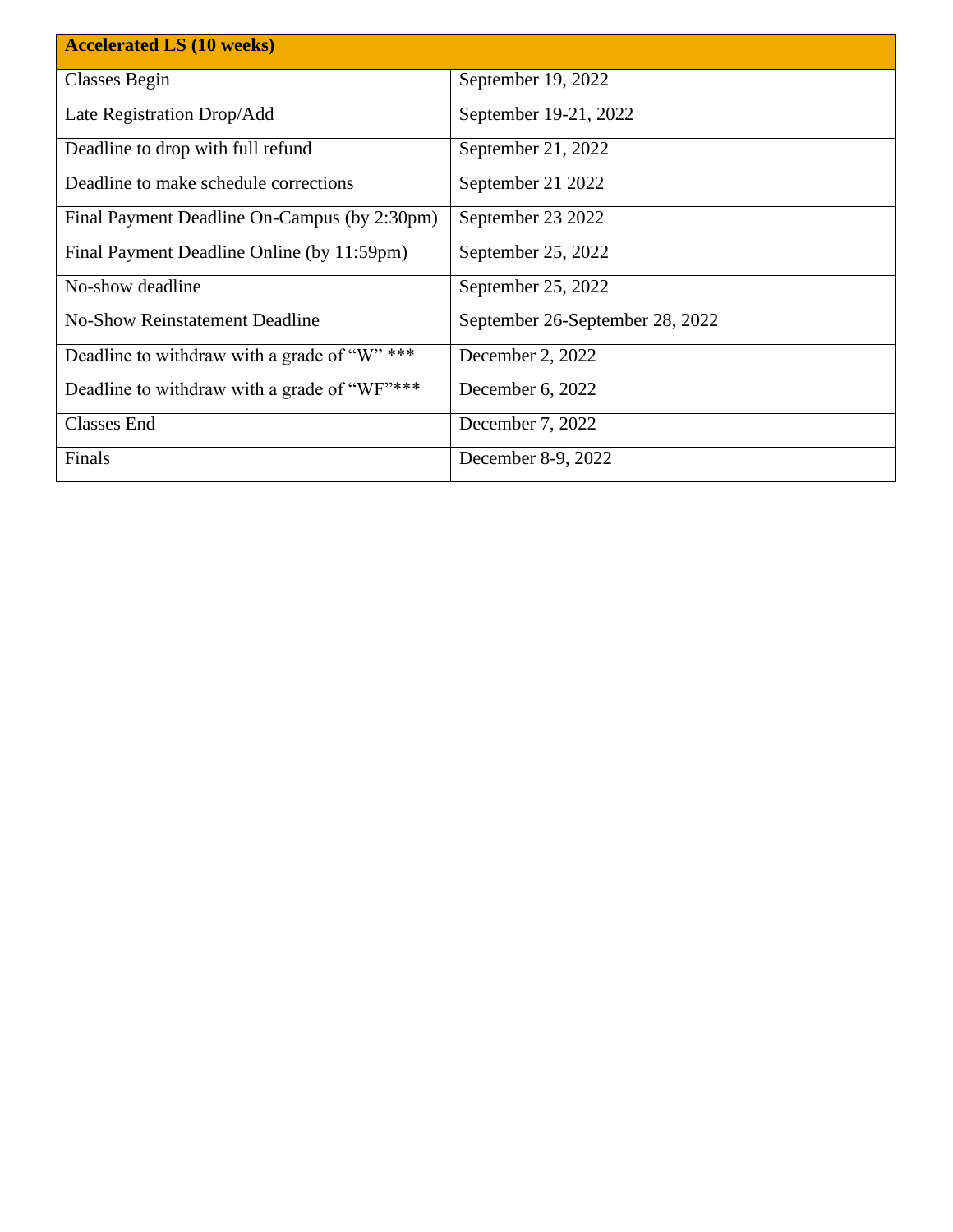| Accelerated LS (10 weeks) | |
|---|---|
| Classes Begin | September 19, 2022 |
| Late Registration Drop/Add | September 19-21, 2022 |
| Deadline to drop with full refund | September 21, 2022 |
| Deadline to make schedule corrections | September 21 2022 |
| Final Payment Deadline On-Campus (by 2:30pm) | September 23 2022 |
| Final Payment Deadline Online (by 11:59pm) | September 25, 2022 |
| No-show deadline | September 25, 2022 |
| No-Show Reinstatement Deadline | September 26-September 28, 2022 |
| Deadline to withdraw with a grade of "W" *** | December 2, 2022 |
| Deadline to withdraw with a grade of "WF"*** | December 6, 2022 |
| Classes End | December 7, 2022 |
| Finals | December 8-9, 2022 |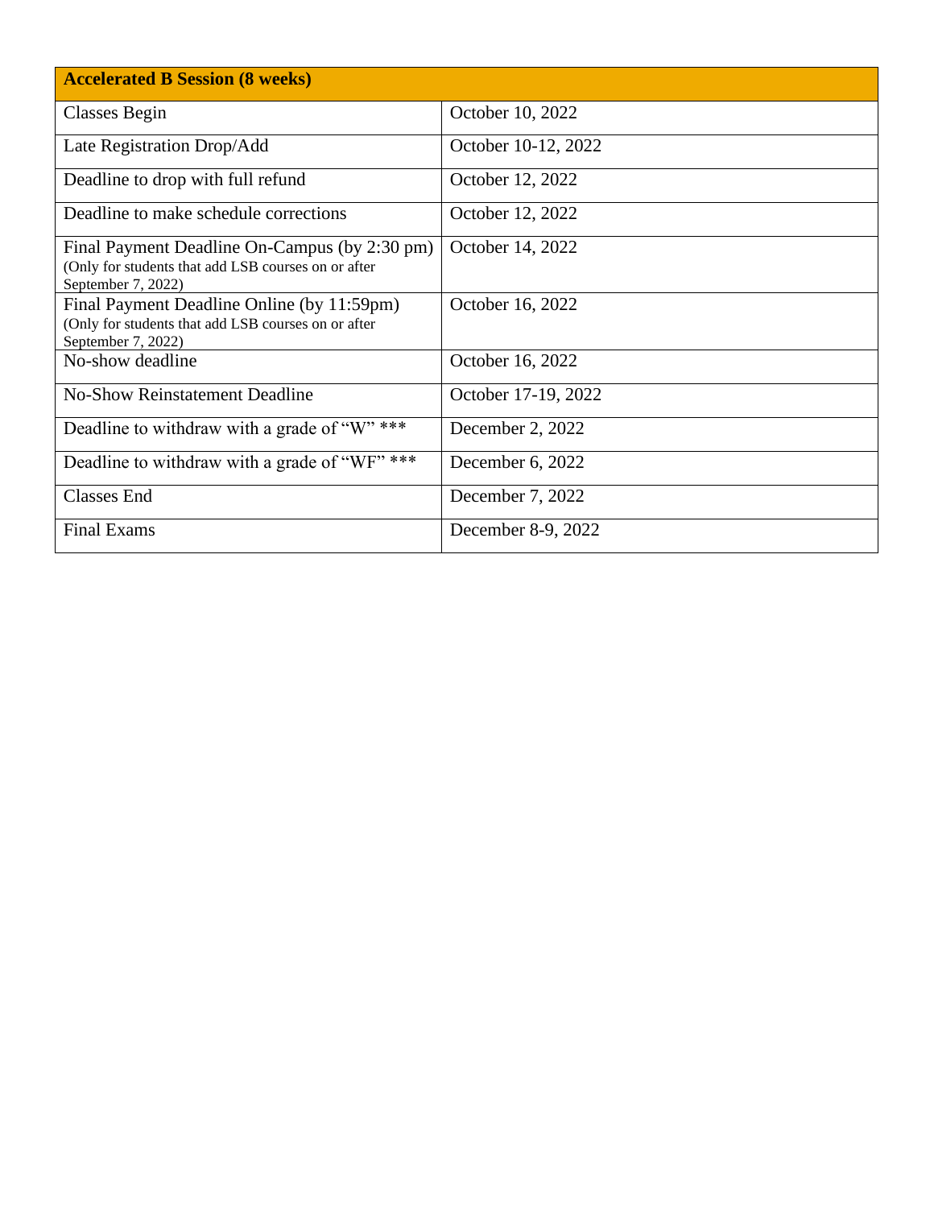| Accelerated B Session (8 weeks) | |
|---|---|
| Classes Begin | October 10, 2022 |
| Late Registration Drop/Add | October 10-12, 2022 |
| Deadline to drop with full refund | October 12, 2022 |
| Deadline to make schedule corrections | October 12, 2022 |
| Final Payment Deadline On-Campus (by 2:30 pm) (Only for students that add LSB courses on or after September 7, 2022) | October 14, 2022 |
| Final Payment Deadline Online (by 11:59pm) (Only for students that add LSB courses on or after September 7, 2022) | October 16, 2022 |
| No-show deadline | October 16, 2022 |
| No-Show Reinstatement Deadline | October 17-19, 2022 |
| Deadline to withdraw with a grade of "W" *** | December 2, 2022 |
| Deadline to withdraw with a grade of "WF" *** | December 6, 2022 |
| Classes End | December 7, 2022 |
| Final Exams | December 8-9, 2022 |